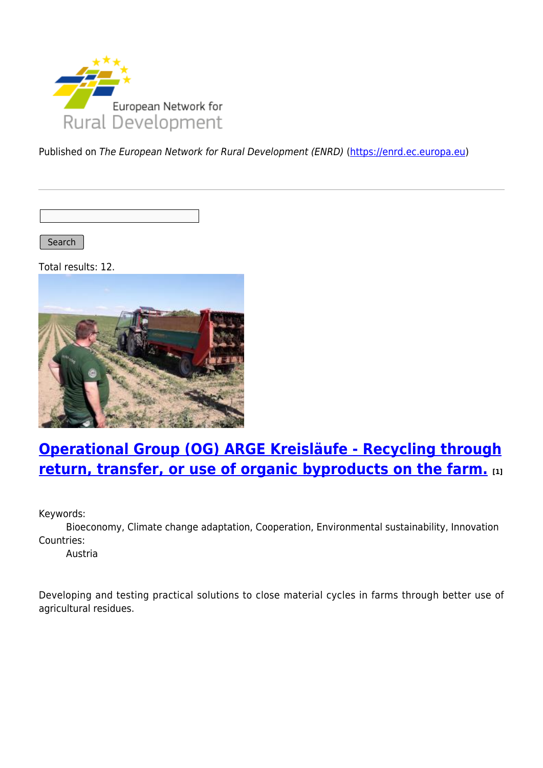European Network for Rural Development

Published on *The European Network for Rural Development (ENRD)* (https://enrd.ec.europa.eu)

Search

Total results: 12.

## Operational Group (OG) ARGE Kreisläufe - Recycling through return, transfer, or use of organic byproducts on the farm. [1]

Keywords:
  Bioeconomy, Climate change adaptation, Cooperation, Environmental sustainability, Innovation
Countries:
  Austria

Developing and testing practical solutions to close material cycles in farms through better use of agricultural residues.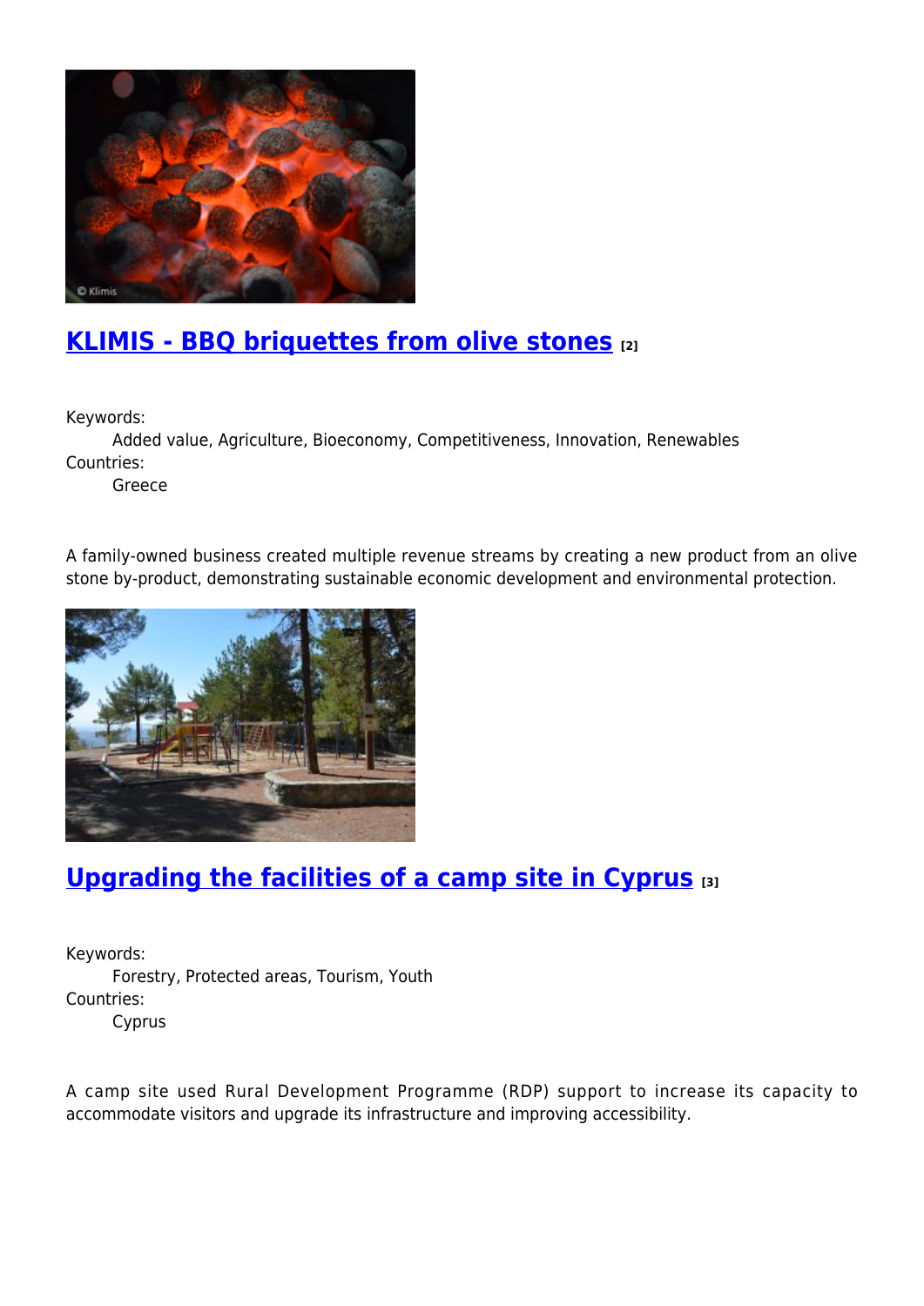## KLIMIS - BBQ briquettes from olive stones [2]

Keywords:
Added value, Agriculture, Bioeconomy, Competitiveness, Innovation, Renewables

Countries:
Greece

A family-owned business created multiple revenue streams by creating a new product from an olive stone by-product, demonstrating sustainable economic development and environmental protection.

## Upgrading the facilities of a camp site in Cyprus [3]

Keywords:
Forestry, Protected areas, Tourism, Youth

Countries:
Cyprus

A camp site used Rural Development Programme (RDP) support to increase its capacity to accommodate visitors and upgrade its infrastructure and improving accessibility.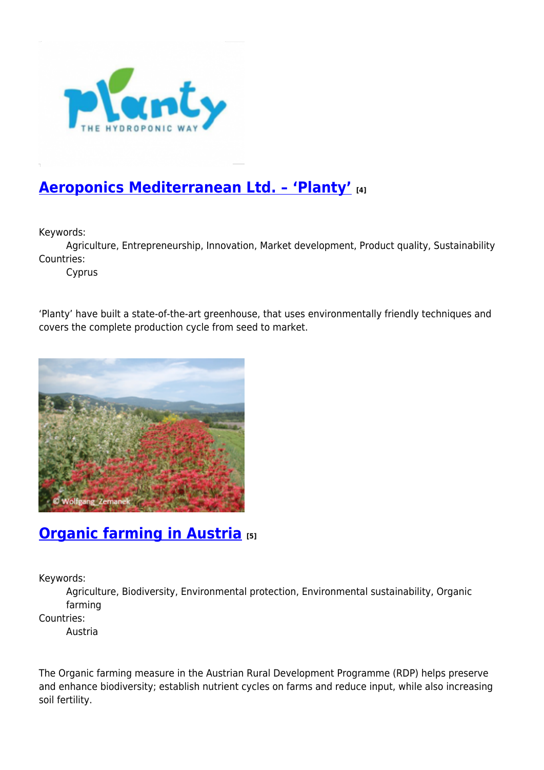## Aeroponics Mediterranean Ltd. – 'Planty' [4]

Keywords:
: Agriculture, Entrepreneurship, Innovation, Market development, Product quality, Sustainability

Countries:
: Cyprus

'Planty' have built a state-of-the-art greenhouse, that uses environmentally friendly techniques and covers the complete production cycle from seed to market.

## Organic farming in Austria [5]

Keywords:
: Agriculture, Biodiversity, Environmental protection, Environmental sustainability, Organic farming

Countries:
: Austria

The Organic farming measure in the Austrian Rural Development Programme (RDP) helps preserve and enhance biodiversity; establish nutrient cycles on farms and reduce input, while also increasing soil fertility.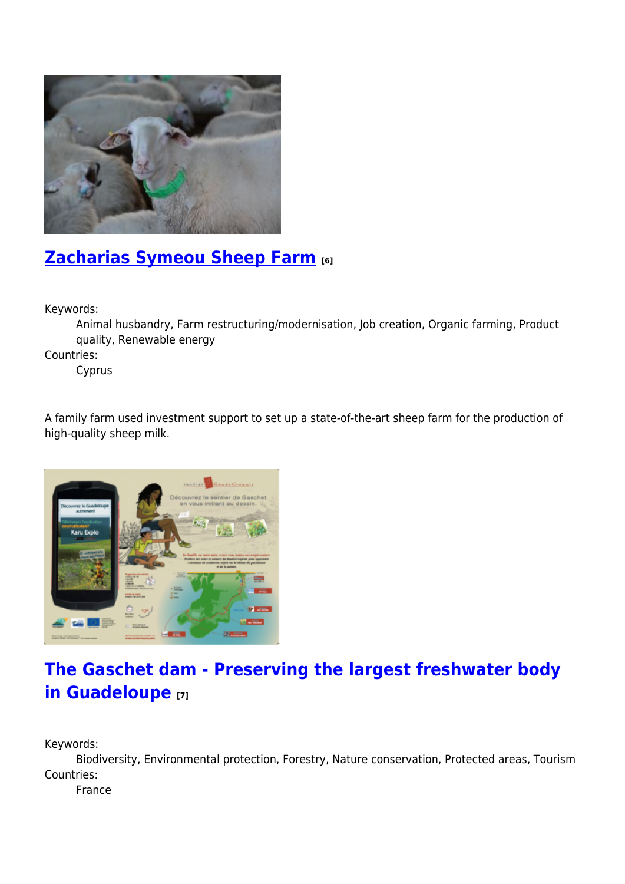## [Zacharias Symeou Sheep Farm](#) [6]

Keywords:
: Animal husbandry, Farm restructuring/modernisation, Job creation, Organic farming, Product quality, Renewable energy

Countries:
: Cyprus

A family farm used investment support to set up a state-of-the-art sheep farm for the production of high-quality sheep milk.

## [The Gaschet dam - Preserving the largest freshwater body in Guadeloupe](#) [7]

Keywords:
: Biodiversity, Environmental protection, Forestry, Nature conservation, Protected areas, Tourism

Countries:
: France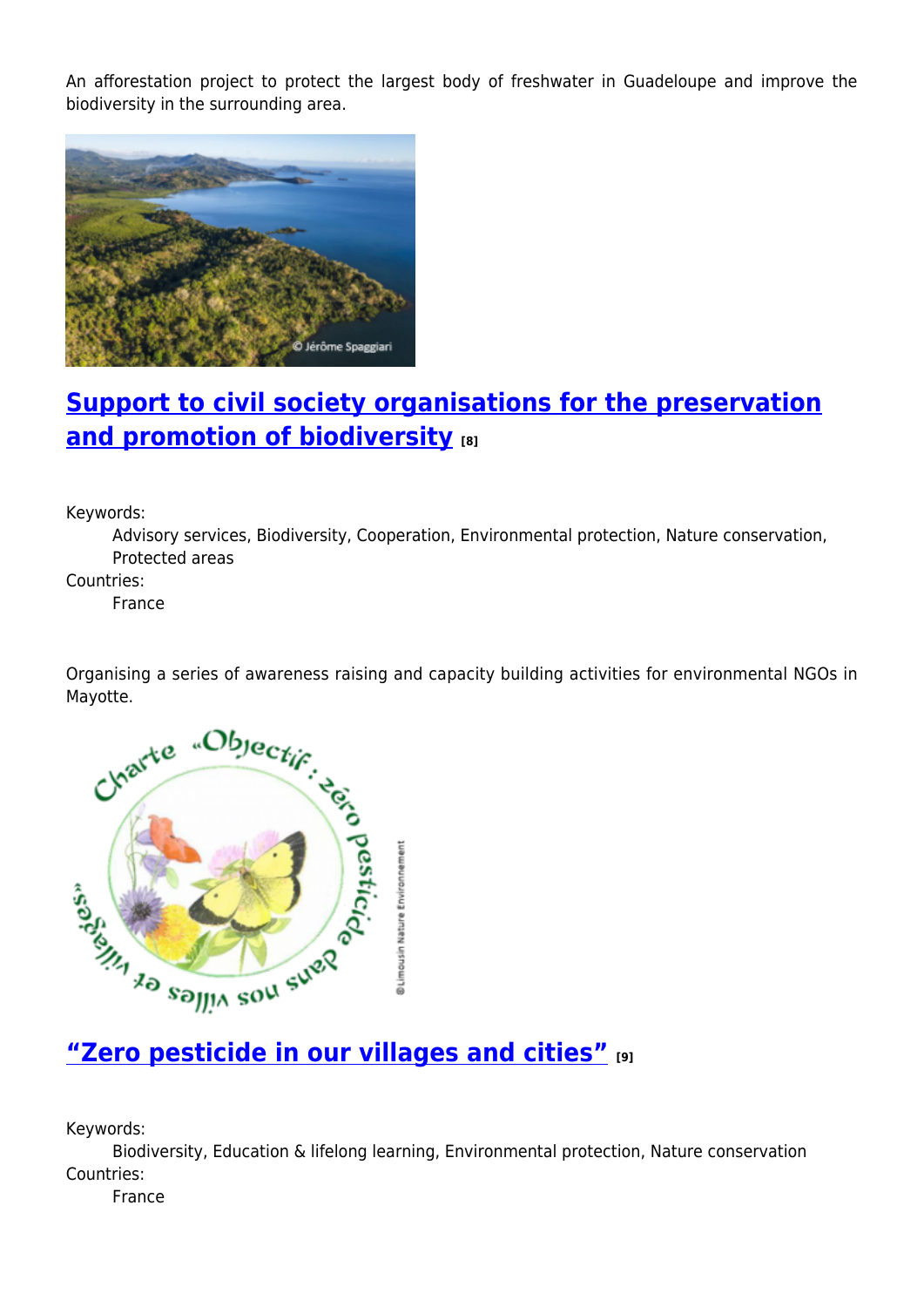An afforestation project to protect the largest body of freshwater in Guadeloupe and improve the biodiversity in the surrounding area.

## Support to civil society organisations for the preservation and promotion of biodiversity [8]

Keywords:
: Advisory services, Biodiversity, Cooperation, Environmental protection, Nature conservation, Protected areas

Countries:
: France

Organising a series of awareness raising and capacity building activities for environmental NGOs in Mayotte.

## "Zero pesticide in our villages and cities" [9]

Keywords:
: Biodiversity, Education & lifelong learning, Environmental protection, Nature conservation

Countries:
: France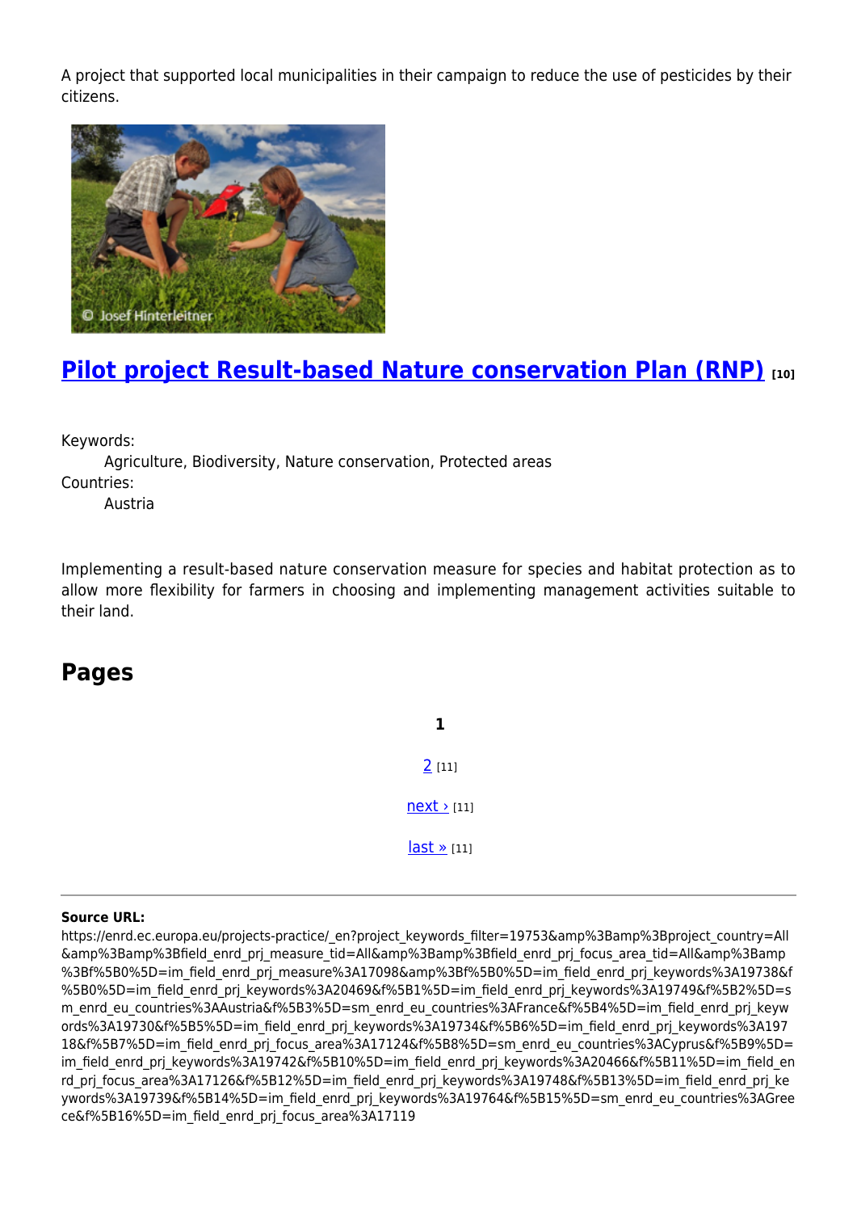A project that supported local municipalities in their campaign to reduce the use of pesticides by their citizens.

## [Pilot project Result-based Nature conservation Plan (RNP)](#) [10]

Keywords:
    Agriculture, Biodiversity, Nature conservation, Protected areas
Countries:
    Austria

Implementing a result-based nature conservation measure for species and habitat protection as to allow more flexibility for farmers in choosing and implementing management activities suitable to their land.

## Pages

**1**

2 [11]

next › [11]

last » [11]

---

**Source URL:** https://enrd.ec.europa.eu/projects-practice/_en?project_keywords_filter=19753&amp%3Bamp%3Bproject_country=All&amp%3Bamp%3Bfield_enrd_prj_measure_tid=All&amp%3Bamp%3Bfield_enrd_prj_focus_area_tid=All&amp%3Bamp%3Bf%5B0%5D=im_field_enrd_prj_measure%3A17098&amp%3Bf%5B0%5D=im_field_enrd_prj_keywords%3A19738&f%5B0%5D=im_field_enrd_prj_keywords%3A20469&f%5B1%5D=im_field_enrd_prj_keywords%3A19749&f%5B2%5D=sm_enrd_eu_countries%3AAustria&f%5B3%5D=sm_enrd_eu_countries%3AFrance&f%5B4%5D=im_field_enrd_prj_keywords%3A19730&f%5B5%5D=im_field_enrd_prj_keywords%3A19734&f%5B6%5D=im_field_enrd_prj_keywords%3A19718&f%5B7%5D=im_field_enrd_prj_focus_area%3A17124&f%5B8%5D=sm_enrd_eu_countries%3ACyprus&f%5B9%5D=im_field_enrd_prj_keywords%3A19742&f%5B10%5D=im_field_enrd_prj_keywords%3A20466&f%5B11%5D=im_field_enrd_prj_focus_area%3A17126&f%5B12%5D=im_field_enrd_prj_keywords%3A19748&f%5B13%5D=im_field_enrd_prj_keywords%3A19739&f%5B14%5D=im_field_enrd_prj_keywords%3A19764&f%5B15%5D=sm_enrd_eu_countries%3AGreece&f%5B16%5D=im_field_enrd_prj_focus_area%3A17119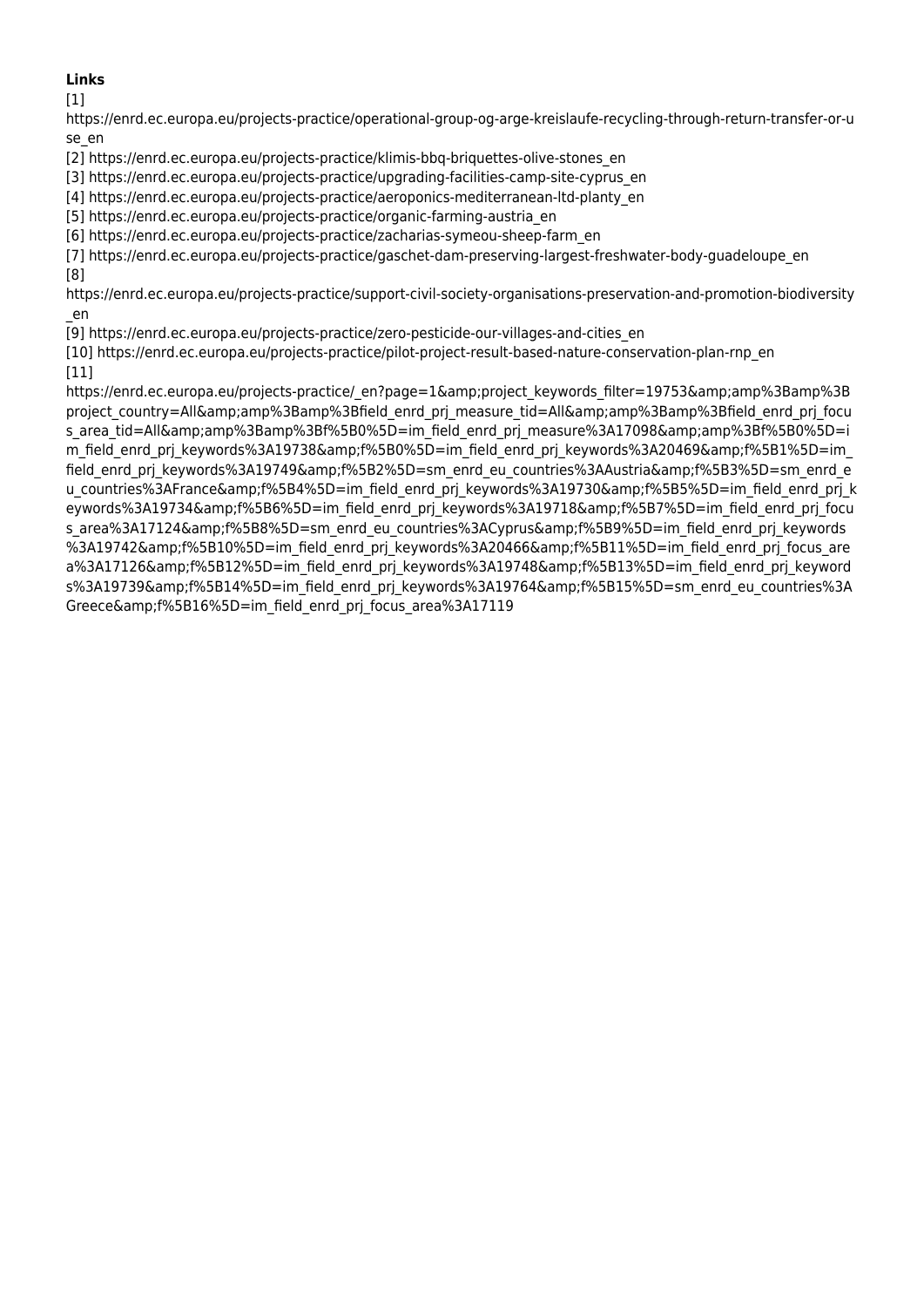**Links**

[1] https://enrd.ec.europa.eu/projects-practice/operational-group-og-arge-kreislaufe-recycling-through-return-transfer-or-use_en

[2] https://enrd.ec.europa.eu/projects-practice/klimis-bbq-briquettes-olive-stones_en

[3] https://enrd.ec.europa.eu/projects-practice/upgrading-facilities-camp-site-cyprus_en

[4] https://enrd.ec.europa.eu/projects-practice/aeroponics-mediterranean-ltd-planty_en

[5] https://enrd.ec.europa.eu/projects-practice/organic-farming-austria_en

[6] https://enrd.ec.europa.eu/projects-practice/zacharias-symeou-sheep-farm_en

[7] https://enrd.ec.europa.eu/projects-practice/gaschet-dam-preserving-largest-freshwater-body-guadeloupe_en

[8] https://enrd.ec.europa.eu/projects-practice/support-civil-society-organisations-preservation-and-promotion-biodiversity_en

[9] https://enrd.ec.europa.eu/projects-practice/zero-pesticide-our-villages-and-cities_en

[10] https://enrd.ec.europa.eu/projects-practice/pilot-project-result-based-nature-conservation-plan-rnp_en

[11] https://enrd.ec.europa.eu/projects-practice/_en?page=1&amp;project_keywords_filter=19753&amp;amp%3Bamp%3Bproject_country=All&amp;amp%3Bamp%3Bfield_enrd_prj_measure_tid=All&amp;amp%3Bamp%3Bfield_enrd_prj_focus_area_tid=All&amp;amp%3Bamp%3Bf%5B0%5D=im_field_enrd_prj_measure%3A17098&amp;amp%3Bf%5B0%5D=im_field_enrd_prj_keywords%3A19738&amp;f%5B0%5D=im_field_enrd_prj_keywords%3A20469&amp;f%5B1%5D=im_field_enrd_prj_keywords%3A19749&amp;f%5B2%5D=sm_enrd_eu_countries%3AAustria&amp;f%5B3%5D=sm_enrd_eu_countries%3AFrance&amp;f%5B4%5D=im_field_enrd_prj_keywords%3A19730&amp;f%5B5%5D=im_field_enrd_prj_keywords%3A19734&amp;f%5B6%5D=im_field_enrd_prj_keywords%3A19718&amp;f%5B7%5D=im_field_enrd_prj_focus_area%3A17124&amp;f%5B8%5D=sm_enrd_eu_countries%3ACyprus&amp;f%5B9%5D=im_field_enrd_prj_keywords%3A19742&amp;f%5B10%5D=im_field_enrd_prj_keywords%3A20466&amp;f%5B11%5D=im_field_enrd_prj_focus_area%3A17126&amp;f%5B12%5D=im_field_enrd_prj_keywords%3A19748&amp;f%5B13%5D=im_field_enrd_prj_keywords%3A19739&amp;f%5B14%5D=im_field_enrd_prj_keywords%3A19764&amp;f%5B15%5D=sm_enrd_eu_countries%3AGreece&amp;f%5B16%5D=im_field_enrd_prj_focus_area%3A17119